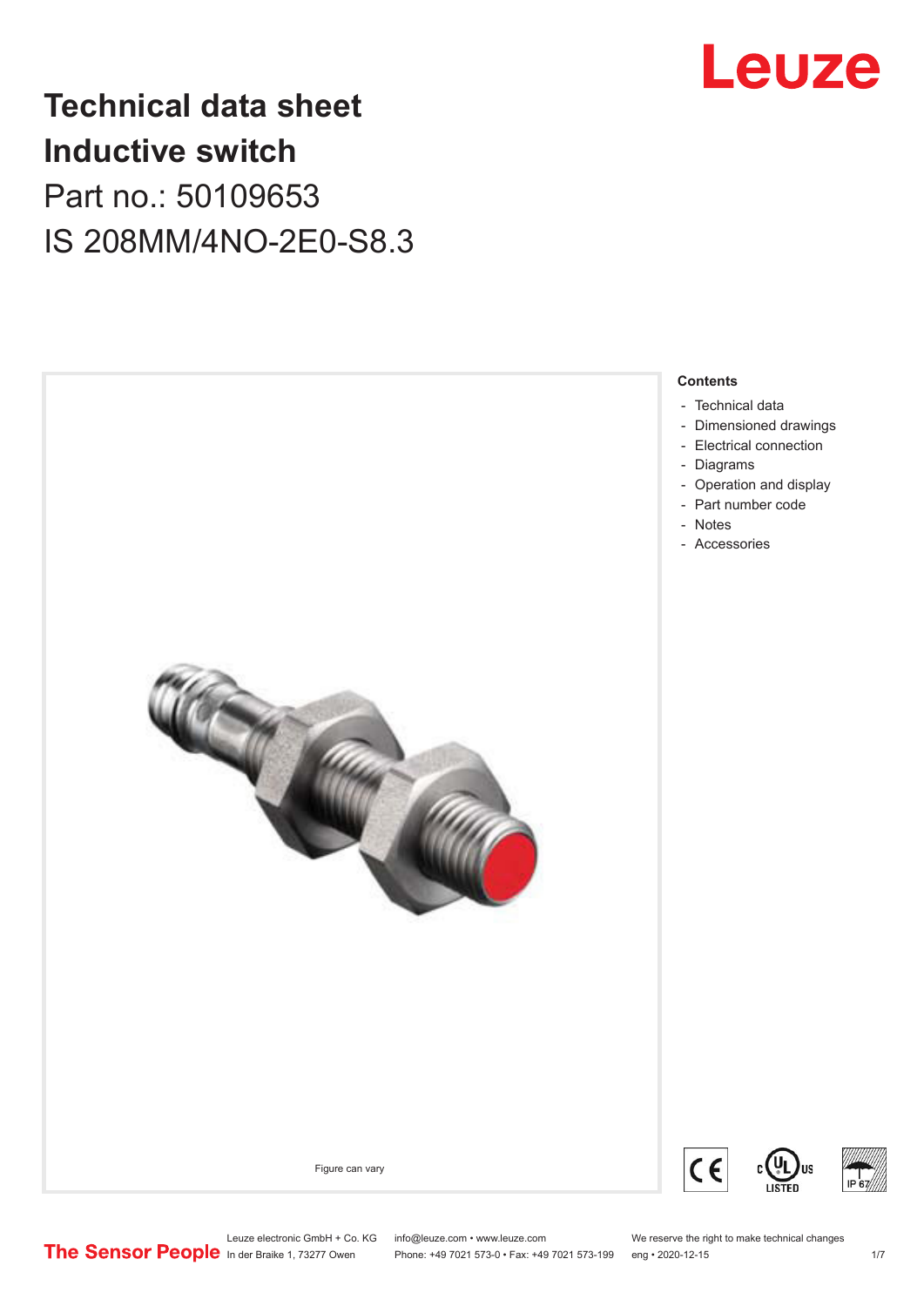# Technical data sheet
# Inductive switch

Part no.: 50109653

IS 208MM/4NO-2E0-S8.3

Figure can vary

**Contents**

- Technical data
- Dimensioned drawings
- Electrical connection
- Diagrams
- Operation and display
- Part number code
- Notes
- Accessories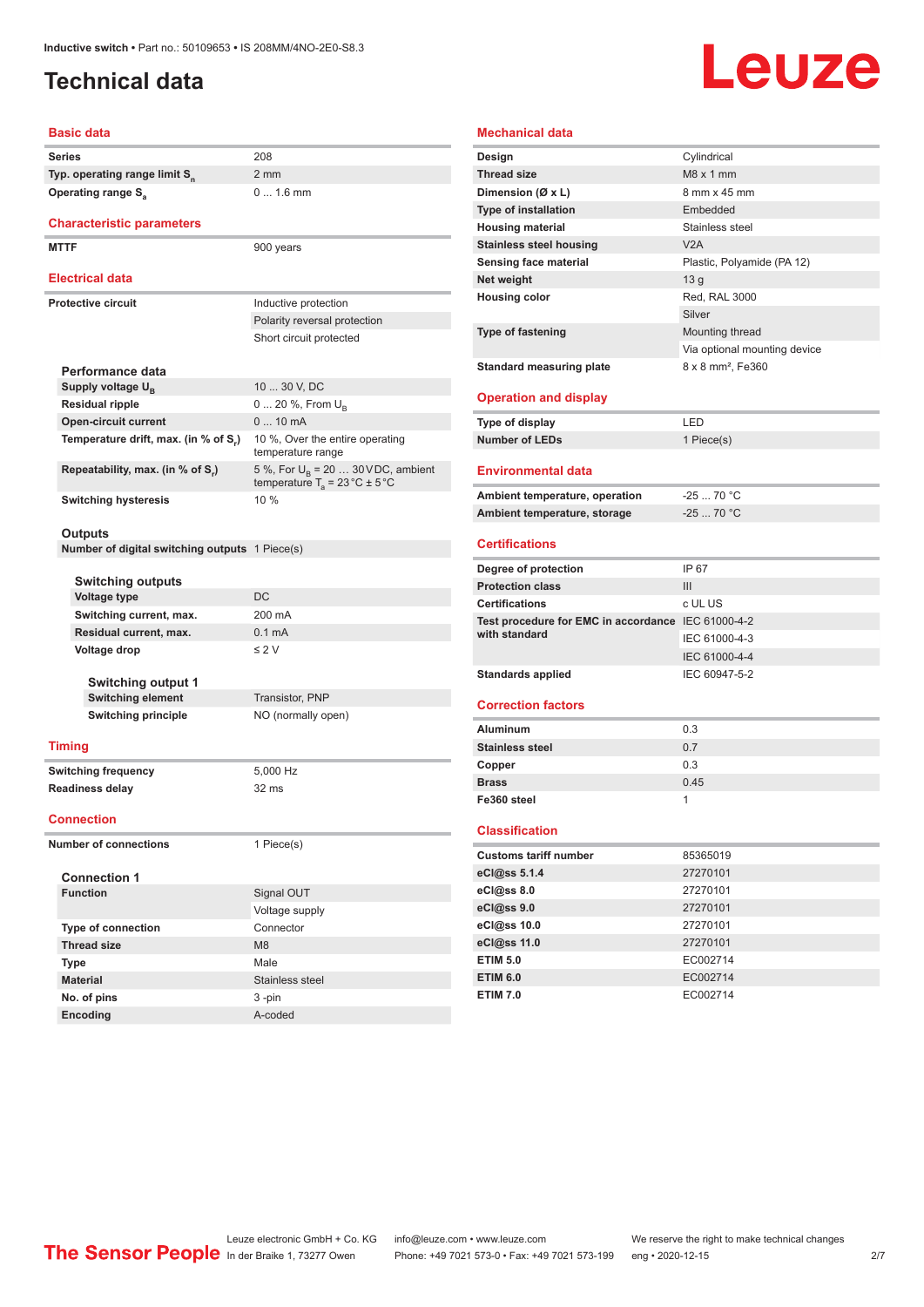Inductive switch • Part no.: 50109653 • IS 208MM/4NO-2E0-S8.3

# Technical data

## Basic data

| | |
|---|---|
| Series | 208 |
| Typ. operating range limit $S_n$ | 2 mm |
| Operating range $S_a$ | 0 ... 1.6 mm |

## Characteristic parameters

| | |
|---|---|
| MTTF | 900 years |

## Electrical data

| | |
|---|---|
| Protective circuit | Inductive protection |
| | Polarity reversal protection |
| | Short circuit protected |

### Performance data

| | |
|---|---|
| Supply voltage $U_B$ | 10 ... 30 V, DC |
| Residual ripple | 0 ... 20 %, From $U_B$ |
| Open-circuit current | 0 ... 10 mA |
| Temperature drift, max. (in % of $S_r$) | 10 %, Over the entire operating temperature range |
| Repeatability, max. (in % of $S_r$) | 5 %, For $U_B$ = 20 … 30 V DC, ambient temperature $T_a$ = 23 °C ± 5 °C |
| Switching hysteresis | 10 % |

### Outputs

| | |
|---|---|
| Number of digital switching outputs | 1 Piece(s) |

#### Switching outputs

| | |
|---|---|
| Voltage type | DC |
| Switching current, max. | 200 mA |
| Residual current, max. | 0.1 mA |
| Voltage drop | ≤ 2 V |

#### Switching output 1

| | |
|---|---|
| Switching element | Transistor, PNP |
| Switching principle | NO (normally open) |

## Timing

| | |
|---|---|
| Switching frequency | 5,000 Hz |
| Readiness delay | 32 ms |

## Connection

| | |
|---|---|
| Number of connections | 1 Piece(s) |

### Connection 1

| | |
|---|---|
| Function | Signal OUT |
| | Voltage supply |
| Type of connection | Connector |
| Thread size | M8 |
| Type | Male |
| Material | Stainless steel |
| No. of pins | 3 -pin |
| Encoding | A-coded |

## Mechanical data

| | |
|---|---|
| Design | Cylindrical |
| Thread size | M8 x 1 mm |
| Dimension (Ø x L) | 8 mm x 45 mm |
| Type of installation | Embedded |
| Housing material | Stainless steel |
| Stainless steel housing | V2A |
| Sensing face material | Plastic, Polyamide (PA 12) |
| Net weight | 13 g |
| Housing color | Red, RAL 3000 |
| | Silver |
| Type of fastening | Mounting thread |
| | Via optional mounting device |
| Standard measuring plate | 8 x 8 mm², Fe360 |

## Operation and display

| | |
|---|---|
| Type of display | LED |
| Number of LEDs | 1 Piece(s) |

## Environmental data

| | |
|---|---|
| Ambient temperature, operation | -25 ... 70 °C |
| Ambient temperature, storage | -25 ... 70 °C |

## Certifications

| | |
|---|---|
| Degree of protection | IP 67 |
| Protection class | III |
| Certifications | c UL US |
| Test procedure for EMC in accordance with standard | IEC 61000-4-2 |
| | IEC 61000-4-3 |
| | IEC 61000-4-4 |
| Standards applied | IEC 60947-5-2 |

## Correction factors

| | |
|---|---|
| Aluminum | 0.3 |
| Stainless steel | 0.7 |
| Copper | 0.3 |
| Brass | 0.45 |
| Fe360 steel | 1 |

## Classification

| | |
|---|---|
| Customs tariff number | 85365019 |
| eCl@ss 5.1.4 | 27270101 |
| eCl@ss 8.0 | 27270101 |
| eCl@ss 9.0 | 27270101 |
| eCl@ss 10.0 | 27270101 |
| eCl@ss 11.0 | 27270101 |
| ETIM 5.0 | EC002714 |
| ETIM 6.0 | EC002714 |
| ETIM 7.0 | EC002714 |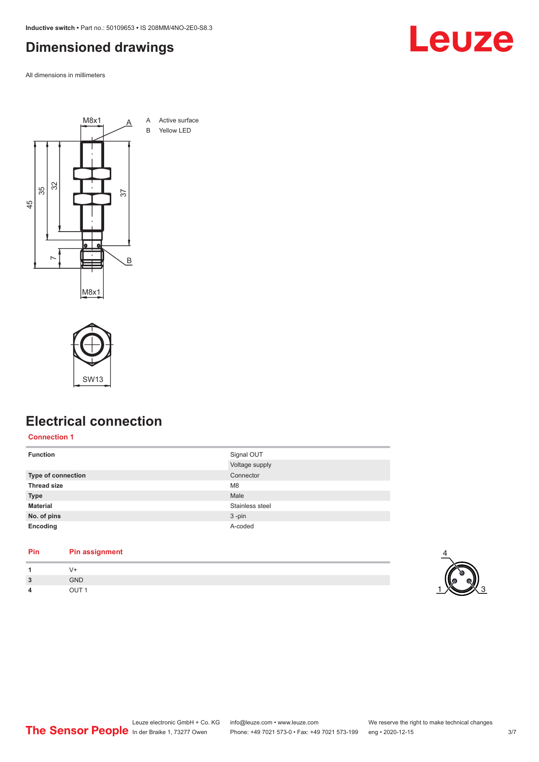# Dimensioned drawings

All dimensions in millimeters

A Active surface
B Yellow LED

# Electrical connection

## Connection 1

| | |
|---|---|
| **Function** | Signal OUT |
| | Voltage supply |
| **Type of connection** | Connector |
| **Thread size** | M8 |
| **Type** | Male |
| **Material** | Stainless steel |
| **No. of pins** | 3 -pin |
| **Encoding** | A-coded |

| Pin | Pin assignment |
|---|---|
| **1** | V+ |
| **3** | GND |
| **4** | OUT 1 |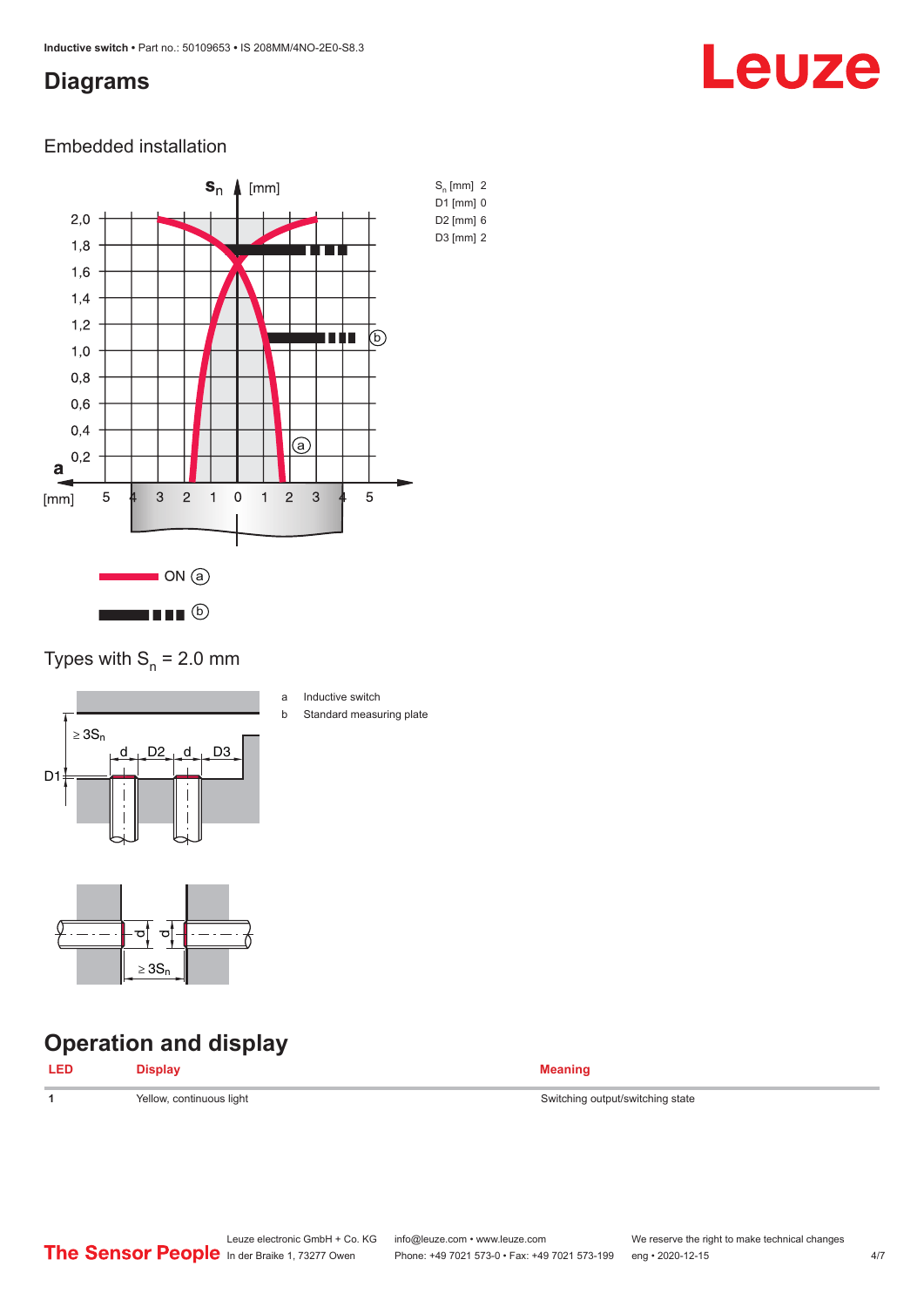# Diagrams

## Embedded installation

| | |
|---|---|
| $S_n$ [mm] | 2 |
| D1 [mm] | 0 |
| D2 [mm] | 6 |
| D3 [mm] | 2 |

Types with $S_n$ = 2.0 mm

a Inductive switch

b Standard measuring plate

# Operation and display

| LED | Display | Meaning |
|---|---|---|
| 1 | Yellow, continuous light | Switching output/switching state |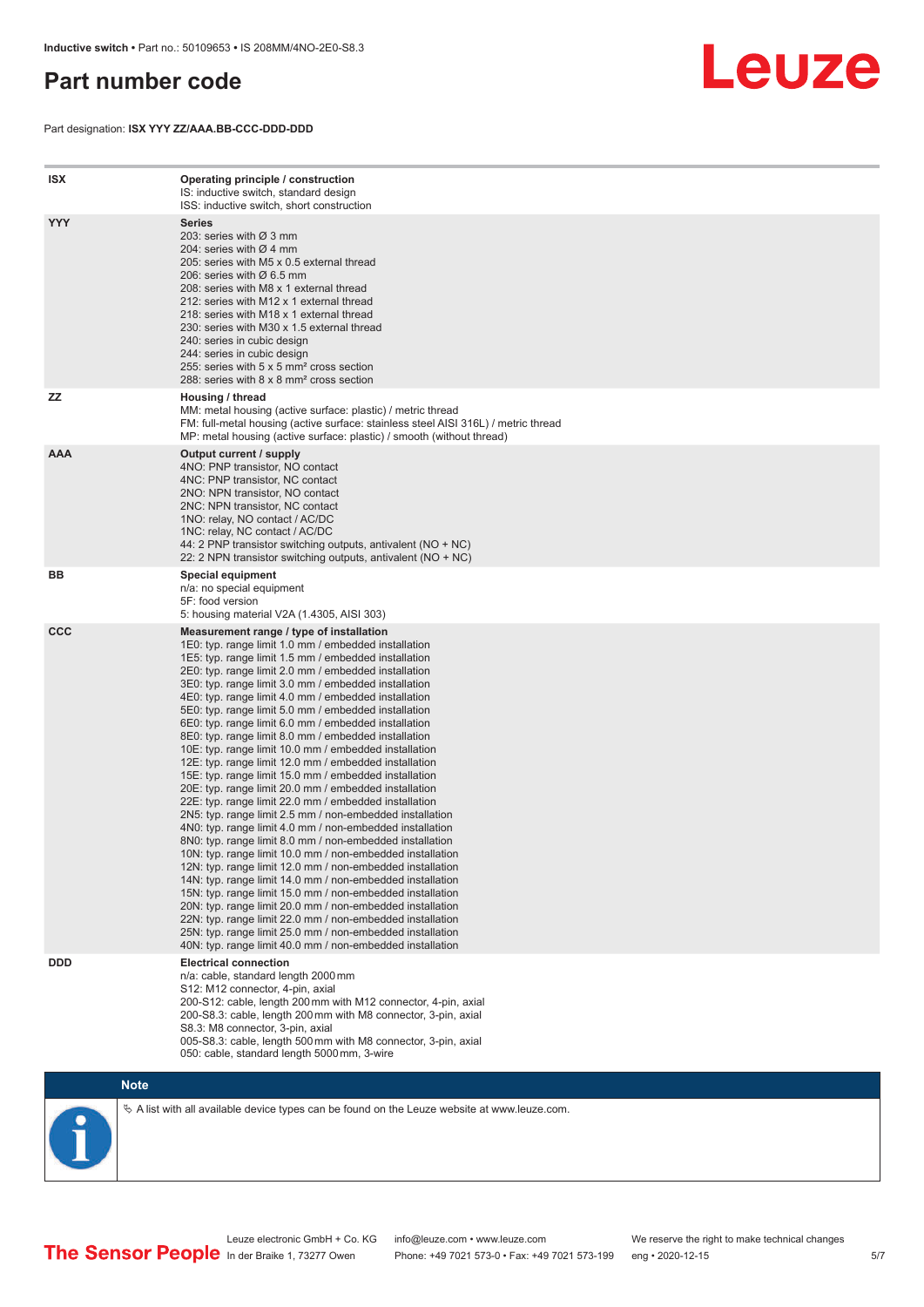# Part number code

Part designation: **ISX YYY ZZ/AAA.BB-CCC-DDD-DDD**

| | |
|---|---|
| **ISX** | **Operating principle / construction**<br>IS: inductive switch, standard design<br>ISS: inductive switch, short construction |
| **YYY** | **Series**<br>203: series with Ø 3 mm<br>204: series with Ø 4 mm<br>205: series with M5 x 0.5 external thread<br>206: series with Ø 6.5 mm<br>208: series with M8 x 1 external thread<br>212: series with M12 x 1 external thread<br>218: series with M18 x 1 external thread<br>230: series with M30 x 1.5 external thread<br>240: series in cubic design<br>244: series in cubic design<br>255: series with 5 x 5 mm² cross section<br>288: series with 8 x 8 mm² cross section |
| **ZZ** | **Housing / thread**<br>MM: metal housing (active surface: plastic) / metric thread<br>FM: full-metal housing (active surface: stainless steel AISI 316L) / metric thread<br>MP: metal housing (active surface: plastic) / smooth (without thread) |
| **AAA** | **Output current / supply**<br>4NO: PNP transistor, NO contact<br>4NC: PNP transistor, NC contact<br>2NO: NPN transistor, NO contact<br>2NC: NPN transistor, NC contact<br>1NO: relay, NO contact / AC/DC<br>1NC: relay, NC contact / AC/DC<br>44: 2 PNP transistor switching outputs, antivalent (NO + NC)<br>22: 2 NPN transistor switching outputs, antivalent (NO + NC) |
| **BB** | **Special equipment**<br>n/a: no special equipment<br>5F: food version<br>5: housing material V2A (1.4305, AISI 303) |
| **CCC** | **Measurement range / type of installation**<br>1E0: typ. range limit 1.0 mm / embedded installation<br>1E5: typ. range limit 1.5 mm / embedded installation<br>2E0: typ. range limit 2.0 mm / embedded installation<br>3E0: typ. range limit 3.0 mm / embedded installation<br>4E0: typ. range limit 4.0 mm / embedded installation<br>5E0: typ. range limit 5.0 mm / embedded installation<br>6E0: typ. range limit 6.0 mm / embedded installation<br>8E0: typ. range limit 8.0 mm / embedded installation<br>10E: typ. range limit 10.0 mm / embedded installation<br>12E: typ. range limit 12.0 mm / embedded installation<br>15E: typ. range limit 15.0 mm / embedded installation<br>20E: typ. range limit 20.0 mm / embedded installation<br>22E: typ. range limit 22.0 mm / embedded installation<br>2N5: typ. range limit 2.5 mm / non-embedded installation<br>4N0: typ. range limit 4.0 mm / non-embedded installation<br>8N0: typ. range limit 8.0 mm / non-embedded installation<br>10N: typ. range limit 10.0 mm / non-embedded installation<br>12N: typ. range limit 12.0 mm / non-embedded installation<br>14N: typ. range limit 14.0 mm / non-embedded installation<br>15N: typ. range limit 15.0 mm / non-embedded installation<br>20N: typ. range limit 20.0 mm / non-embedded installation<br>22N: typ. range limit 22.0 mm / non-embedded installation<br>25N: typ. range limit 25.0 mm / non-embedded installation<br>40N: typ. range limit 40.0 mm / non-embedded installation |
| **DDD** | **Electrical connection**<br>n/a: cable, standard length 2000 mm<br>S12: M12 connector, 4-pin, axial<br>200-S12: cable, length 200 mm with M12 connector, 4-pin, axial<br>200-S8.3: cable, length 200 mm with M8 connector, 3-pin, axial<br>S8.3: M8 connector, 3-pin, axial<br>005-S8.3: cable, length 500 mm with M8 connector, 3-pin, axial<br>050: cable, standard length 5000 mm, 3-wire |

**Note**

↳ A list with all available device types can be found on the Leuze website at www.leuze.com.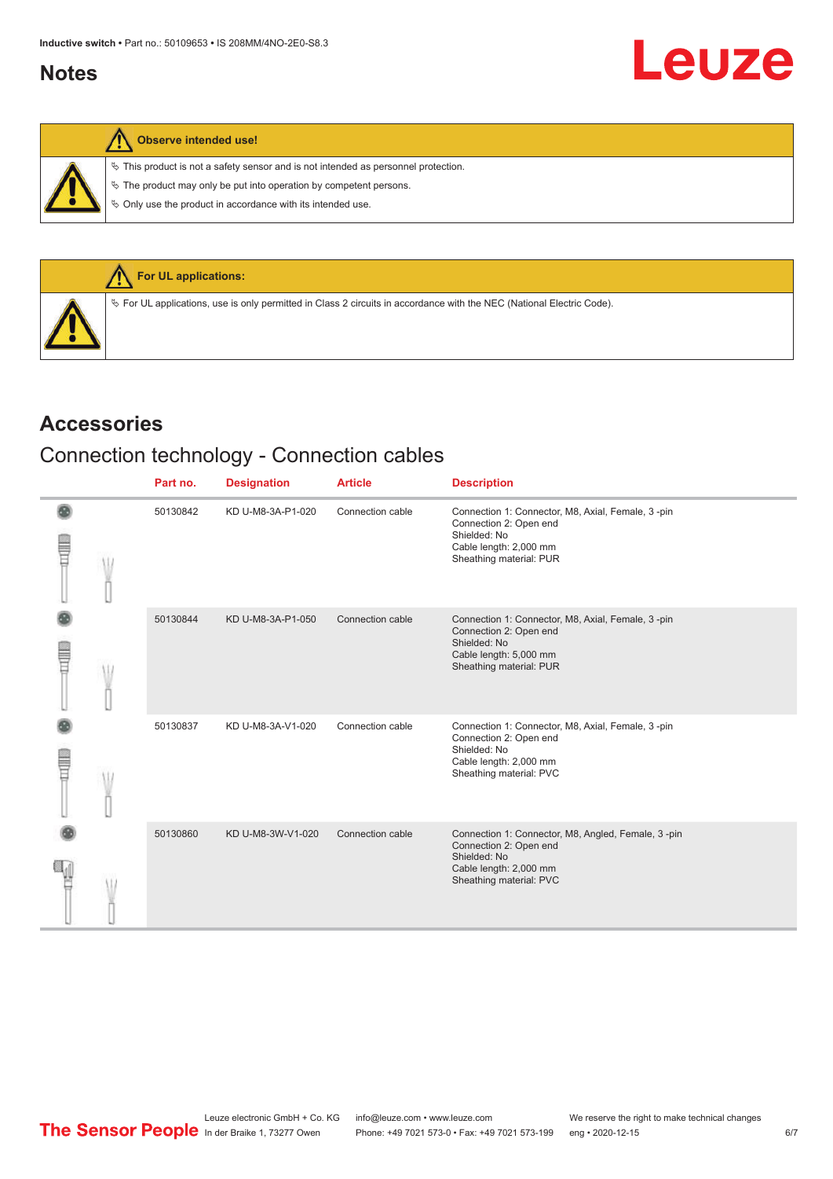# Notes

**Observe intended use!**

- ↳ This product is not a safety sensor and is not intended as personnel protection.
- ↳ The product may only be put into operation by competent persons.
- ↳ Only use the product in accordance with its intended use.

**For UL applications:**

- ↳ For UL applications, use is only permitted in Class 2 circuits in accordance with the NEC (National Electric Code).

# Accessories

## Connection technology - Connection cables

| Part no. | Designation | Article | Description |
| --- | --- | --- | --- |
| 50130842 | KD U-M8-3A-P1-020 | Connection cable | Connection 1: Connector, M8, Axial, Female, 3 -pin<br>Connection 2: Open end<br>Shielded: No<br>Cable length: 2,000 mm<br>Sheathing material: PUR |
| 50130844 | KD U-M8-3A-P1-050 | Connection cable | Connection 1: Connector, M8, Axial, Female, 3 -pin<br>Connection 2: Open end<br>Shielded: No<br>Cable length: 5,000 mm<br>Sheathing material: PUR |
| 50130837 | KD U-M8-3A-V1-020 | Connection cable | Connection 1: Connector, M8, Axial, Female, 3 -pin<br>Connection 2: Open end<br>Shielded: No<br>Cable length: 2,000 mm<br>Sheathing material: PVC |
| 50130860 | KD U-M8-3W-V1-020 | Connection cable | Connection 1: Connector, M8, Angled, Female, 3 -pin<br>Connection 2: Open end<br>Shielded: No<br>Cable length: 2,000 mm<br>Sheathing material: PVC |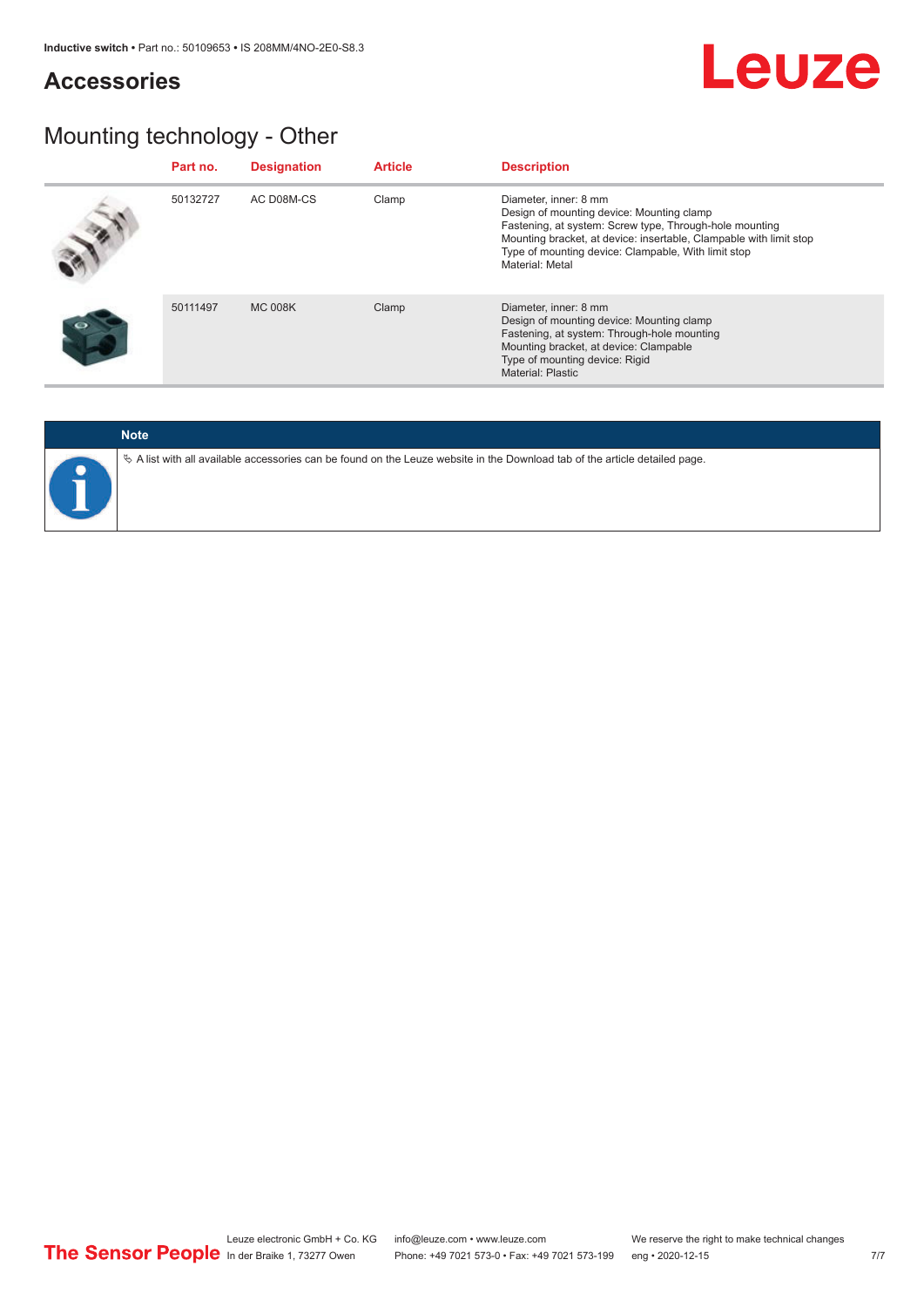# Accessories

## Mounting technology - Other

| | Part no. | Designation | Article | Description |
|---|---|---|---|---|
| | 50132727 | AC D08M-CS | Clamp | Diameter, inner: 8 mm<br>Design of mounting device: Mounting clamp<br>Fastening, at system: Screw type, Through-hole mounting<br>Mounting bracket, at device: insertable, Clampable with limit stop<br>Type of mounting device: Clampable, With limit stop<br>Material: Metal |
| | 50111497 | MC 008K | Clamp | Diameter, inner: 8 mm<br>Design of mounting device: Mounting clamp<br>Fastening, at system: Through-hole mounting<br>Mounting bracket, at device: Clampable<br>Type of mounting device: Rigid<br>Material: Plastic |

**Note**

↳ A list with all available accessories can be found on the Leuze website in the Download tab of the article detailed page.